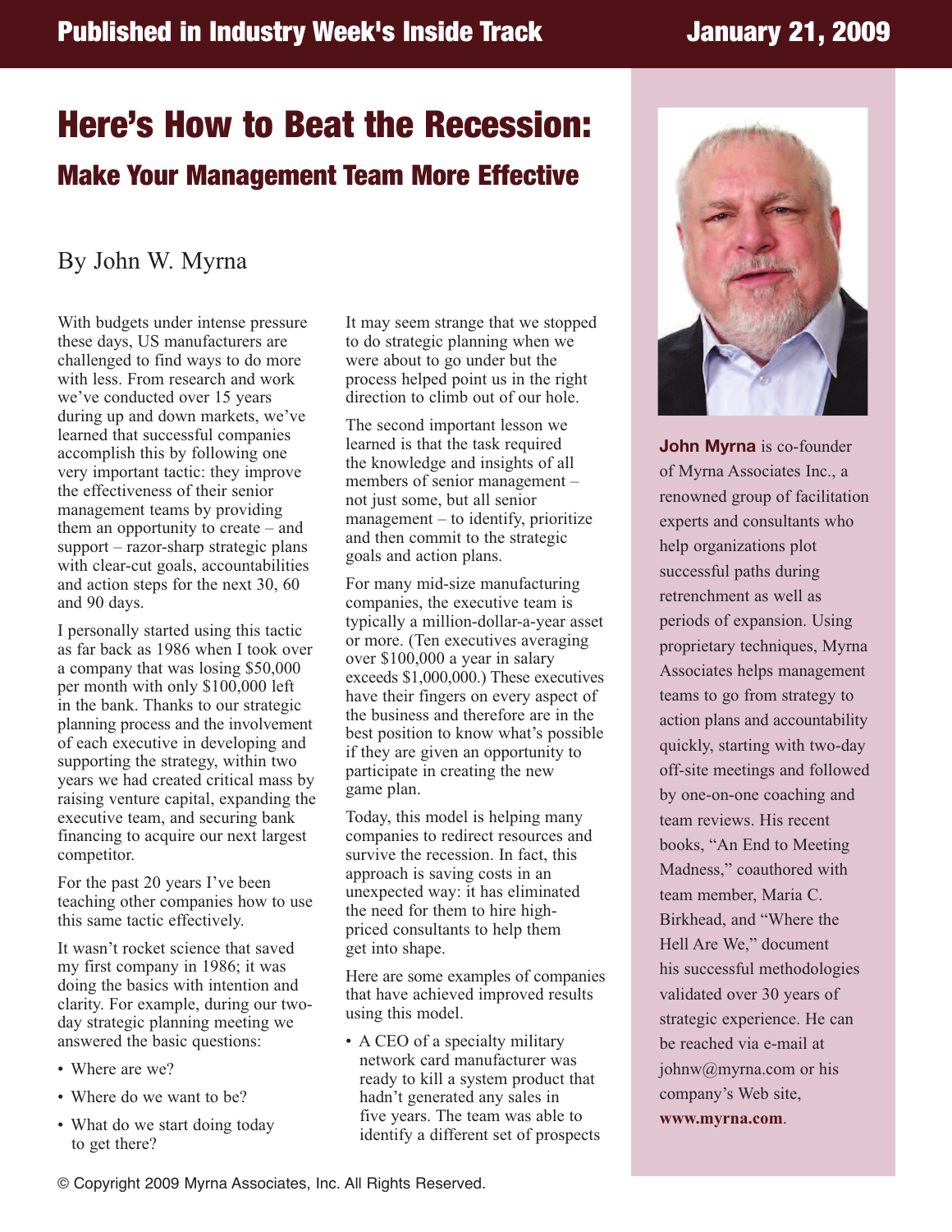Published in Industry Week's Inside Track — January 21, 2009

# Here's How to Beat the Recession:

## Make Your Management Team More Effective

By John W. Myrna

With budgets under intense pressure these days, US manufacturers are challenged to find ways to do more with less. From research and work we've conducted over 15 years during up and down markets, we've learned that successful companies accomplish this by following one very important tactic: they improve the effectiveness of their senior management teams by providing them an opportunity to create – and support – razor-sharp strategic plans with clear-cut goals, accountabilities and action steps for the next 30, 60 and 90 days.

I personally started using this tactic as far back as 1986 when I took over a company that was losing $50,000 per month with only $100,000 left in the bank. Thanks to our strategic planning process and the involvement of each executive in developing and supporting the strategy, within two years we had created critical mass by raising venture capital, expanding the executive team, and securing bank financing to acquire our next largest competitor.

For the past 20 years I've been teaching other companies how to use this same tactic effectively.

It wasn't rocket science that saved my first company in 1986; it was doing the basics with intention and clarity. For example, during our two-day strategic planning meeting we answered the basic questions:

- Where are we?
- Where do we want to be?
- What do we start doing today to get there?

It may seem strange that we stopped to do strategic planning when we were about to go under but the process helped point us in the right direction to climb out of our hole.

The second important lesson we learned is that the task required the knowledge and insights of all members of senior management – not just some, but all senior management – to identify, prioritize and then commit to the strategic goals and action plans.

For many mid-size manufacturing companies, the executive team is typically a million-dollar-a-year asset or more. (Ten executives averaging over $100,000 a year in salary exceeds $1,000,000.) These executives have their fingers on every aspect of the business and therefore are in the best position to know what's possible if they are given an opportunity to participate in creating the new game plan.

Today, this model is helping many companies to redirect resources and survive the recession. In fact, this approach is saving costs in an unexpected way: it has eliminated the need for them to hire high-priced consultants to help them get into shape.

Here are some examples of companies that have achieved improved results using this model.

- A CEO of a specialty military network card manufacturer was ready to kill a system product that hadn't generated any sales in five years. The team was able to identify a different set of prospects

**John Myrna** is co-founder of Myrna Associates Inc., a renowned group of facilitation experts and consultants who help organizations plot successful paths during retrenchment as well as periods of expansion. Using proprietary techniques, Myrna Associates helps management teams to go from strategy to action plans and accountability quickly, starting with two-day off-site meetings and followed by one-on-one coaching and team reviews. His recent books, "An End to Meeting Madness," coauthored with team member, Maria C. Birkhead, and "Where the Hell Are We," document his successful methodologies validated over 30 years of strategic experience. He can be reached via e-mail at johnw@myrna.com or his company's Web site, **www.myrna.com**.

© Copyright 2009 Myrna Associates, Inc. All Rights Reserved.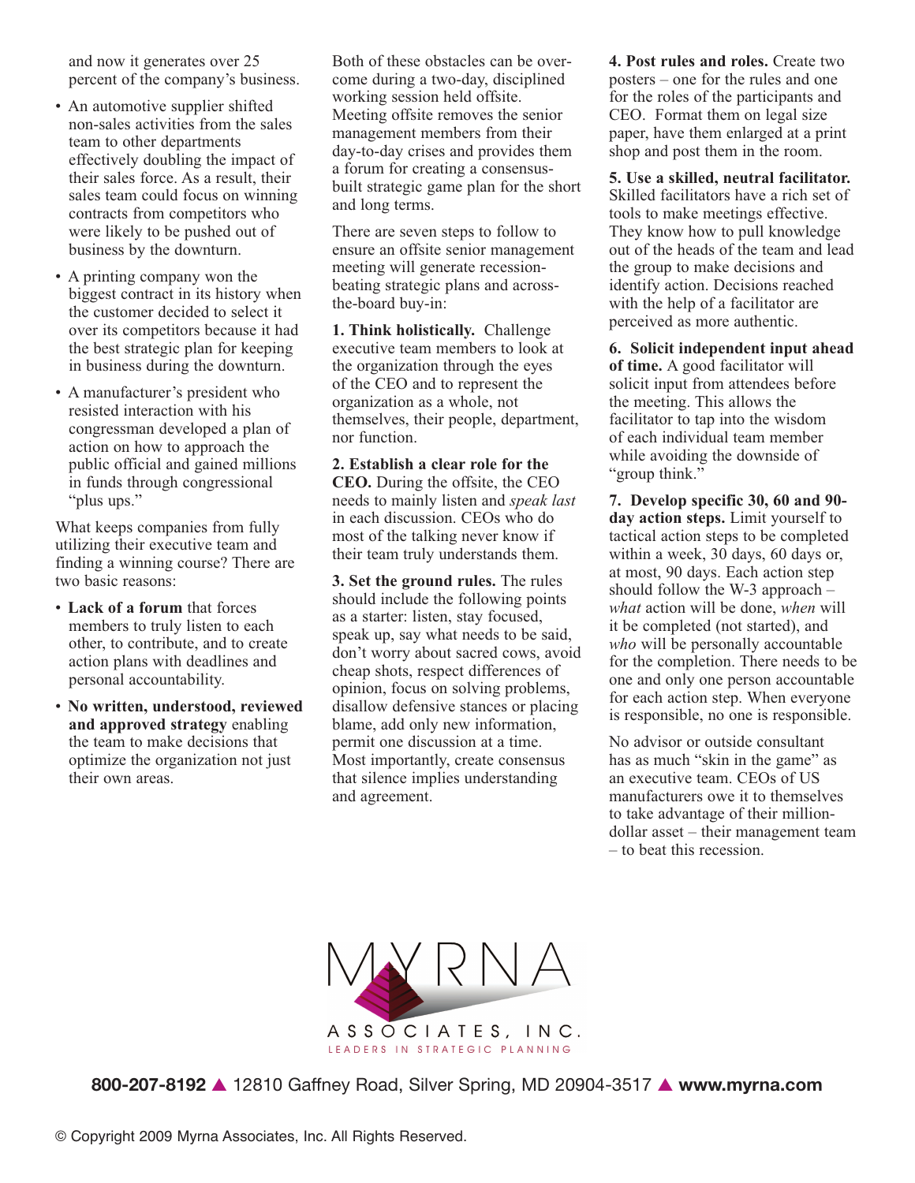and now it generates over 25 percent of the company's business.

- An automotive supplier shifted non-sales activities from the sales team to other departments effectively doubling the impact of their sales force. As a result, their sales team could focus on winning contracts from competitors who were likely to be pushed out of business by the downturn.
- A printing company won the biggest contract in its history when the customer decided to select it over its competitors because it had the best strategic plan for keeping in business during the downturn.
- A manufacturer's president who resisted interaction with his congressman developed a plan of action on how to approach the public official and gained millions in funds through congressional "plus ups."

What keeps companies from fully utilizing their executive team and finding a winning course? There are two basic reasons:

- **Lack of a forum** that forces members to truly listen to each other, to contribute, and to create action plans with deadlines and personal accountability.
- **No written, understood, reviewed and approved strategy** enabling the team to make decisions that optimize the organization not just their own areas.

Both of these obstacles can be overcome during a two-day, disciplined working session held offsite. Meeting offsite removes the senior management members from their day-to-day crises and provides them a forum for creating a consensus-built strategic game plan for the short and long terms.

There are seven steps to follow to ensure an offsite senior management meeting will generate recession-beating strategic plans and across-the-board buy-in:

**1. Think holistically.** Challenge executive team members to look at the organization through the eyes of the CEO and to represent the organization as a whole, not themselves, their people, department, nor function.

**2. Establish a clear role for the CEO.** During the offsite, the CEO needs to mainly listen and *speak last* in each discussion. CEOs who do most of the talking never know if their team truly understands them.

**3. Set the ground rules.** The rules should include the following points as a starter: listen, stay focused, speak up, say what needs to be said, don't worry about sacred cows, avoid cheap shots, respect differences of opinion, focus on solving problems, disallow defensive stances or placing blame, add only new information, permit one discussion at a time. Most importantly, create consensus that silence implies understanding and agreement.

**4. Post rules and roles.** Create two posters – one for the rules and one for the roles of the participants and CEO. Format them on legal size paper, have them enlarged at a print shop and post them in the room.

**5. Use a skilled, neutral facilitator.** Skilled facilitators have a rich set of tools to make meetings effective. They know how to pull knowledge out of the heads of the team and lead the group to make decisions and identify action. Decisions reached with the help of a facilitator are perceived as more authentic.

**6. Solicit independent input ahead of time.** A good facilitator will solicit input from attendees before the meeting. This allows the facilitator to tap into the wisdom of each individual team member while avoiding the downside of "group think."

**7. Develop specific 30, 60 and 90-day action steps.** Limit yourself to tactical action steps to be completed within a week, 30 days, 60 days or, at most, 90 days. Each action step should follow the W-3 approach – *what* action will be done, *when* will it be completed (not started), and *who* will be personally accountable for the completion. There needs to be one and only one person accountable for each action step. When everyone is responsible, no one is responsible.

No advisor or outside consultant has as much "skin in the game" as an executive team. CEOs of US manufacturers owe it to themselves to take advantage of their million-dollar asset – their management team – to beat this recession.

MYRNA ASSOCIATES, INC.
LEADERS IN STRATEGIC PLANNING

**800-207-8192** ▲ 12810 Gaffney Road, Silver Spring, MD 20904-3517 ▲ **www.myrna.com**

© Copyright 2009 Myrna Associates, Inc. All Rights Reserved.